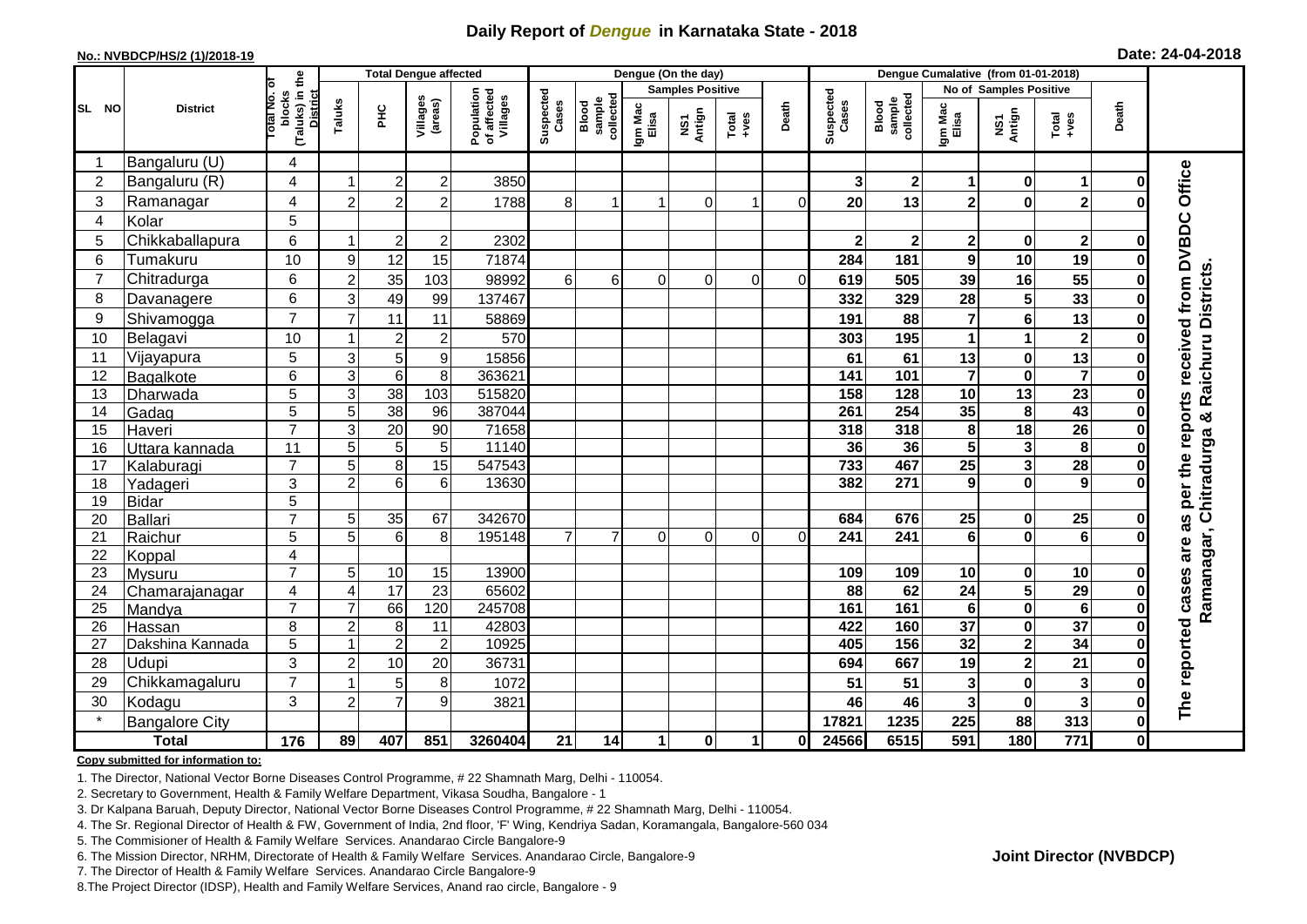# Daily Report of *Dengue* in Karnataka State - 2018

**No.: NVBDCP/HS/2 (1)/2018-19**

**Date: 24-04-2018**

| SL NO | District | Total No. of blocks (Taluks) in the District | Total Dengue affected | | | | Dengue (On the day) | | | | | | Dengue Cumalative (from 01-01-2018) | | | | | | |
|---|---|---|---|---|---|---|---|---|---|---|---|---|---|---|---|---|---|---|---|
| | | | Taluks | PHC | Villages (areas) | Population of affected Villages | Suspected Cases | Blood sample collected | Samples Positive | | | Death | Suspected Cases | Blood sample collected | No of Samples Positive | | | Death | |
| | | | | | | | | | Igm Mac Elisa | NS1 Antign | Total +ves | | | | Igm Mac Elisa | NS1 Antign | Total +ves | | |
| 1 | Bangaluru (U) | 4 | | | | | | | | | | | | | | | | | The reported cases are as per the reports received from DVBDC Office Ramanagar, Chitradurga & Raichuru Districts. |
| 2 | Bangaluru (R) | 4 | 1 | 2 | 2 | 3850 | | | | | | | 3 | 2 | 1 | 0 | 1 | 0 | |
| 3 | Ramanagar | 4 | 2 | 2 | 2 | 1788 | 8 | 1 | 1 | 0 | 1 | 0 | 20 | 13 | 2 | 0 | 2 | 0 | |
| 4 | Kolar | 5 | | | | | | | | | | | | | | | | | |
| 5 | Chikkaballapura | 6 | 1 | 2 | 2 | 2302 | | | | | | | 2 | 2 | 2 | 0 | 2 | 0 | |
| 6 | Tumakuru | 10 | 9 | 12 | 15 | 71874 | | | | | | | 284 | 181 | 9 | 10 | 19 | 0 | |
| 7 | Chitradurga | 6 | 2 | 35 | 103 | 98992 | 6 | 6 | 0 | 0 | 0 | 0 | 619 | 505 | 39 | 16 | 55 | 0 | |
| 8 | Davanagere | 6 | 3 | 49 | 99 | 137467 | | | | | | | 332 | 329 | 28 | 5 | 33 | 0 | |
| 9 | Shivamogga | 7 | 7 | 11 | 11 | 58869 | | | | | | | 191 | 88 | 7 | 6 | 13 | 0 | |
| 10 | Belagavi | 10 | 1 | 2 | 2 | 570 | | | | | | | 303 | 195 | 1 | 1 | 2 | 0 | |
| 11 | Vijayapura | 5 | 3 | 5 | 9 | 15856 | | | | | | | 61 | 61 | 13 | 0 | 13 | 0 | |
| 12 | Bagalkote | 6 | 3 | 6 | 8 | 363621 | | | | | | | 141 | 101 | 7 | 0 | 7 | 0 | |
| 13 | Dharwada | 5 | 3 | 38 | 103 | 515820 | | | | | | | 158 | 128 | 10 | 13 | 23 | 0 | |
| 14 | Gadag | 5 | 5 | 38 | 96 | 387044 | | | | | | | 261 | 254 | 35 | 8 | 43 | 0 | |
| 15 | Haveri | 7 | 3 | 20 | 90 | 71658 | | | | | | | 318 | 318 | 8 | 18 | 26 | 0 | |
| 16 | Uttara kannada | 11 | 5 | 5 | 5 | 11140 | | | | | | | 36 | 36 | 5 | 3 | 8 | 0 | |
| 17 | Kalaburagi | 7 | 5 | 8 | 15 | 547543 | | | | | | | 733 | 467 | 25 | 3 | 28 | 0 | |
| 18 | Yadageri | 3 | 2 | 6 | 6 | 13630 | | | | | | | 382 | 271 | 9 | 0 | 9 | 0 | |
| 19 | Bidar | 5 | | | | | | | | | | | | | | | | | |
| 20 | Ballari | 7 | 5 | 35 | 67 | 342670 | | | | | | | 684 | 676 | 25 | 0 | 25 | 0 | |
| 21 | Raichur | 5 | 5 | 6 | 8 | 195148 | 7 | 7 | 0 | 0 | 0 | 0 | 241 | 241 | 6 | 0 | 6 | 0 | |
| 22 | Koppal | 4 | | | | | | | | | | | | | | | | | |
| 23 | Mysuru | 7 | 5 | 10 | 15 | 13900 | | | | | | | 109 | 109 | 10 | 0 | 10 | 0 | |
| 24 | Chamarajanagar | 4 | 4 | 17 | 23 | 65602 | | | | | | | 88 | 62 | 24 | 5 | 29 | 0 | |
| 25 | Mandya | 7 | 7 | 66 | 120 | 245708 | | | | | | | 161 | 161 | 6 | 0 | 6 | 0 | |
| 26 | Hassan | 8 | 2 | 8 | 11 | 42803 | | | | | | | 422 | 160 | 37 | 0 | 37 | 0 | |
| 27 | Dakshina Kannada | 5 | 1 | 2 | 2 | 10925 | | | | | | | 405 | 156 | 32 | 2 | 34 | 0 | |
| 28 | Udupi | 3 | 2 | 10 | 20 | 36731 | | | | | | | 694 | 667 | 19 | 2 | 21 | 0 | |
| 29 | Chikkamagaluru | 7 | 1 | 5 | 8 | 1072 | | | | | | | 51 | 51 | 3 | 0 | 3 | 0 | |
| 30 | Kodagu | 3 | 2 | 7 | 9 | 3821 | | | | | | | 46 | 46 | 3 | 0 | 3 | 0 | |
| * | Bangalore City | | | | | | | | | | | | 17821 | 1235 | 225 | 88 | 313 | 0 | |
| | **Total** | **176** | **89** | **407** | **851** | **3260404** | **21** | **14** | **1** | **0** | **1** | **0** | **24566** | **6515** | **591** | **180** | **771** | **0** | |

**Copy submitted for information to:**

1. The Director, National Vector Borne Diseases Control Programme, # 22 Shamnath Marg, Delhi - 110054.
2. Secretary to Government, Health & Family Welfare Department, Vikasa Soudha, Bangalore - 1
3. Dr Kalpana Baruah, Deputy Director, National Vector Borne Diseases Control Programme, # 22 Shamnath Marg, Delhi - 110054.
4. The Sr. Regional Director of Health & FW, Government of India, 2nd floor, 'F' Wing, Kendriya Sadan, Koramangala, Bangalore-560 034
5. The Commisioner of Health & Family Welfare Services. Anandarao Circle Bangalore-9
6. The Mission Director, NRHM, Directorate of Health & Family Welfare Services. Anandarao Circle, Bangalore-9
7. The Director of Health & Family Welfare Services. Anandarao Circle Bangalore-9
8. The Project Director (IDSP), Health and Family Welfare Services, Anand rao circle, Bangalore - 9

**Joint Director (NVBDCP)**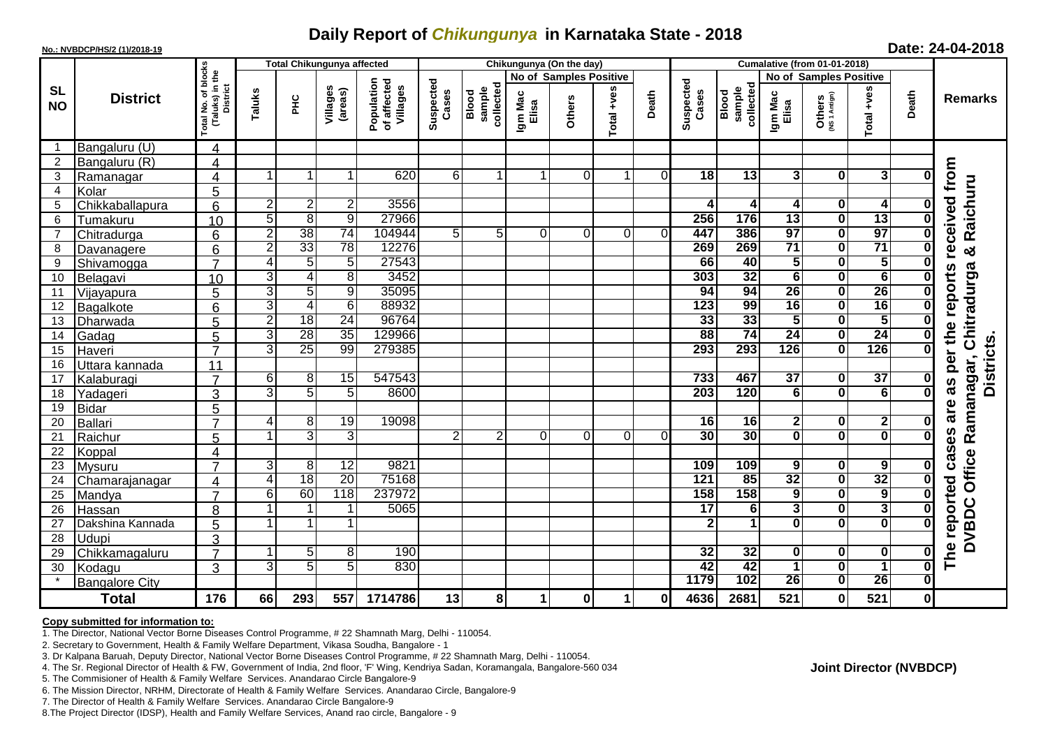# Daily Report of *Chikungunya* in Karnataka State - 2018

**No.: NVBDCP/HS/2 (1)/2018-19**

**Date: 24-04-2018**

| SL NO | District | Total No. of blocks (Taluks) in the District | Total Chikungunya affected: Taluks | PHC | Villages (areas) | Population of affected Villages | Chikungunya (On the day): Suspected Cases | Blood sample collected | No of Samples Positive: Igm Mac Elisa | Others | Total +ves | Death | Cumalative (from 01-01-2018): Suspected Cases | Blood sample collected | No of Samples Positive: Igm Mac Elisa | Others (NS 1 Antign) | Total +ves | Death | Remarks |
|---|---|---|---|---|---|---|---|---|---|---|---|---|---|---|---|---|---|---|---|
| 1 | Bangaluru (U) | 4 | | | | | | | | | | | | | | | | | The reported cases are as per the reports received from DVBDC Office Ramanagar, Chitradurga & Raichuru Districts. |
| 2 | Bangaluru (R) | 4 | | | | | | | | | | | | | | | | | |
| 3 | Ramanagar | 4 | 1 | 1 | 1 | 620 | 6 | 1 | 1 | 0 | 1 | 0 | 18 | 13 | 3 | 0 | 3 | 0 | |
| 4 | Kolar | 5 | | | | | | | | | | | | | | | | | |
| 5 | Chikkaballapura | 6 | 2 | 2 | 2 | 3556 | | | | | | | 4 | 4 | 4 | 0 | 4 | 0 | |
| 6 | Tumakuru | 10 | 5 | 8 | 9 | 27966 | | | | | | | 256 | 176 | 13 | 0 | 13 | 0 | |
| 7 | Chitradurga | 6 | 2 | 38 | 74 | 104944 | 5 | 5 | 0 | 0 | 0 | 0 | 447 | 386 | 97 | 0 | 97 | 0 | |
| 8 | Davanagere | 6 | 2 | 33 | 78 | 12276 | | | | | | | 269 | 269 | 71 | 0 | 71 | 0 | |
| 9 | Shivamogga | 7 | 4 | 5 | 5 | 27543 | | | | | | | 66 | 40 | 5 | 0 | 5 | 0 | |
| 10 | Belagavi | 10 | 3 | 4 | 8 | 3452 | | | | | | | 303 | 32 | 6 | 0 | 6 | 0 | |
| 11 | Vijayapura | 5 | 3 | 5 | 9 | 35095 | | | | | | | 94 | 94 | 26 | 0 | 26 | 0 | |
| 12 | Bagalkote | 6 | 3 | 4 | 6 | 88932 | | | | | | | 123 | 99 | 16 | 0 | 16 | 0 | |
| 13 | Dharwada | 5 | 2 | 18 | 24 | 96764 | | | | | | | 33 | 33 | 5 | 0 | 5 | 0 | |
| 14 | Gadag | 5 | 3 | 28 | 35 | 129966 | | | | | | | 88 | 74 | 24 | 0 | 24 | 0 | |
| 15 | Haveri | 7 | 3 | 25 | 99 | 279385 | | | | | | | 293 | 293 | 126 | 0 | 126 | 0 | |
| 16 | Uttara kannada | 11 | | | | | | | | | | | | | | | | | |
| 17 | Kalaburagi | 7 | 6 | 8 | 15 | 547543 | | | | | | | 733 | 467 | 37 | 0 | 37 | 0 | |
| 18 | Yadageri | 3 | 3 | 5 | 5 | 8600 | | | | | | | 203 | 120 | 6 | 0 | 6 | 0 | |
| 19 | Bidar | 5 | | | | | | | | | | | | | | | | | |
| 20 | Ballari | 7 | 4 | 8 | 19 | 19098 | | | | | | | 16 | 16 | 2 | 0 | 2 | 0 | |
| 21 | Raichur | 5 | 1 | 3 | 3 | | 2 | 2 | 0 | 0 | 0 | 0 | 30 | 30 | 0 | 0 | 0 | 0 | |
| 22 | Koppal | 4 | | | | | | | | | | | | | | | | | |
| 23 | Mysuru | 7 | 3 | 8 | 12 | 9821 | | | | | | | 109 | 109 | 9 | 0 | 9 | 0 | |
| 24 | Chamarajanagar | 4 | 4 | 18 | 20 | 75168 | | | | | | | 121 | 85 | 32 | 0 | 32 | 0 | |
| 25 | Mandya | 7 | 6 | 60 | 118 | 237972 | | | | | | | 158 | 158 | 9 | 0 | 9 | 0 | |
| 26 | Hassan | 8 | 1 | 1 | 1 | 5065 | | | | | | | 17 | 6 | 3 | 0 | 3 | 0 | |
| 27 | Dakshina Kannada | 5 | 1 | 1 | 1 | | | | | | | | 2 | 1 | 0 | 0 | 0 | 0 | |
| 28 | Udupi | 3 | | | | | | | | | | | | | | | | | |
| 29 | Chikkamagaluru | 7 | 1 | 5 | 8 | 190 | | | | | | | 32 | 32 | 0 | 0 | 0 | 0 | |
| 30 | Kodagu | 3 | 3 | 5 | 5 | 830 | | | | | | | 42 | 42 | 1 | 0 | 1 | 0 | |
| * | Bangalore City | | | | | | | | | | | | 1179 | 102 | 26 | 0 | 26 | 0 | |
| | **Total** | **176** | **66** | **293** | **557** | **1714786** | **13** | **8** | **1** | **0** | **1** | **0** | **4636** | **2681** | **521** | **0** | **521** | **0** | |

**Copy submitted for information to:**

1. The Director, National Vector Borne Diseases Control Programme, # 22 Shamnath Marg, Delhi - 110054.
2. Secretary to Government, Health & Family Welfare Department, Vikasa Soudha, Bangalore - 1
3. Dr Kalpana Baruah, Deputy Director, National Vector Borne Diseases Control Programme, # 22 Shamnath Marg, Delhi - 110054.
4. The Sr. Regional Director of Health & FW, Government of India, 2nd floor, 'F' Wing, Kendriya Sadan, Koramangala, Bangalore-560 034
5. The Commisioner of Health & Family Welfare Services. Anandarao Circle Bangalore-9
6. The Mission Director, NRHM, Directorate of Health & Family Welfare Services. Anandarao Circle, Bangalore-9
7. The Director of Health & Family Welfare Services. Anandarao Circle Bangalore-9
8. The Project Director (IDSP), Health and Family Welfare Services, Anand rao circle, Bangalore - 9

**Joint Director (NVBDCP)**